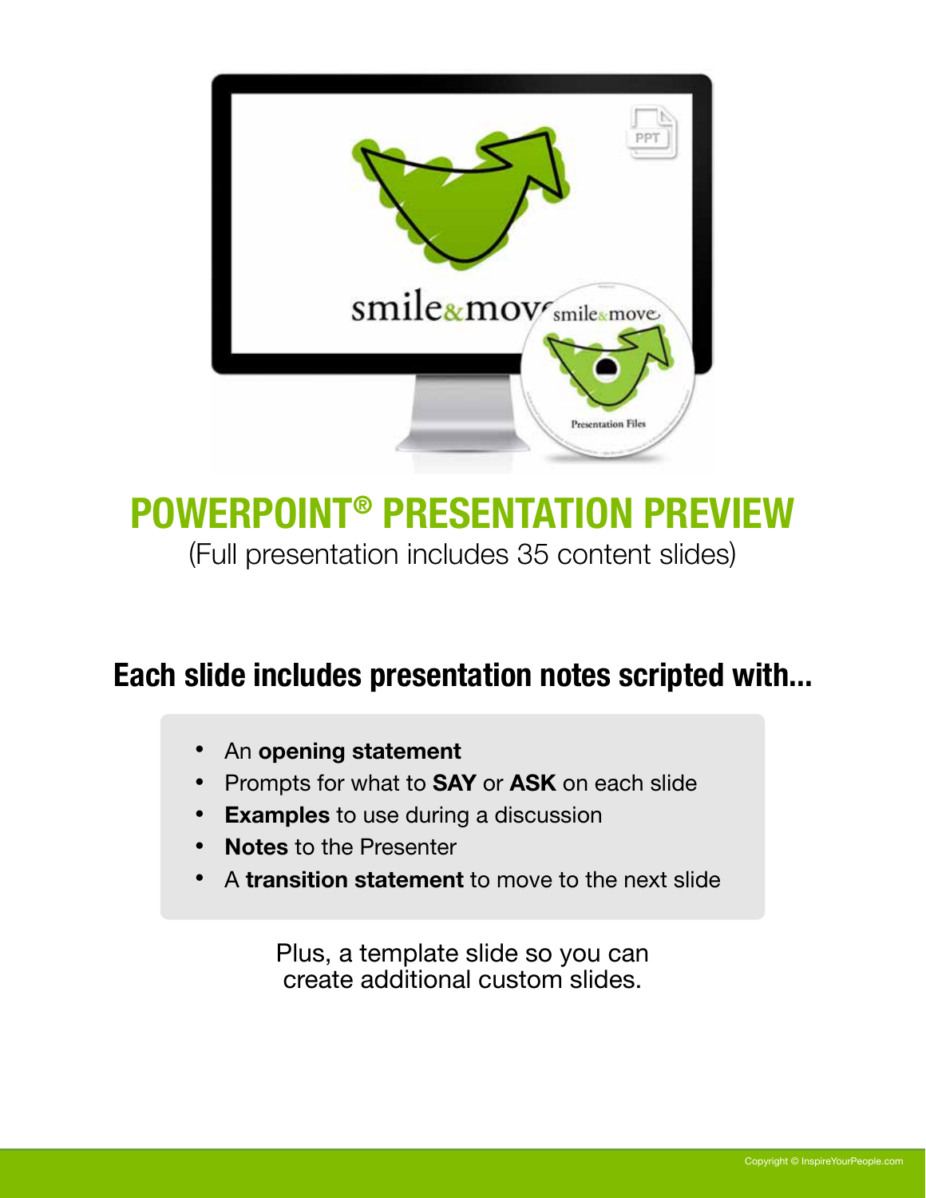# POWERPOINT® PRESENTATION PREVIEW

(Full presentation includes 35 content slides)

## Each slide includes presentation notes scripted with...

- An **opening statement**
- Prompts for what to **SAY** or **ASK** on each slide
- **Examples** to use during a discussion
- **Notes** to the Presenter
- A **transition statement** to move to the next slide

Plus, a template slide so you can create additional custom slides.

Copyright © InspireYourPeople.com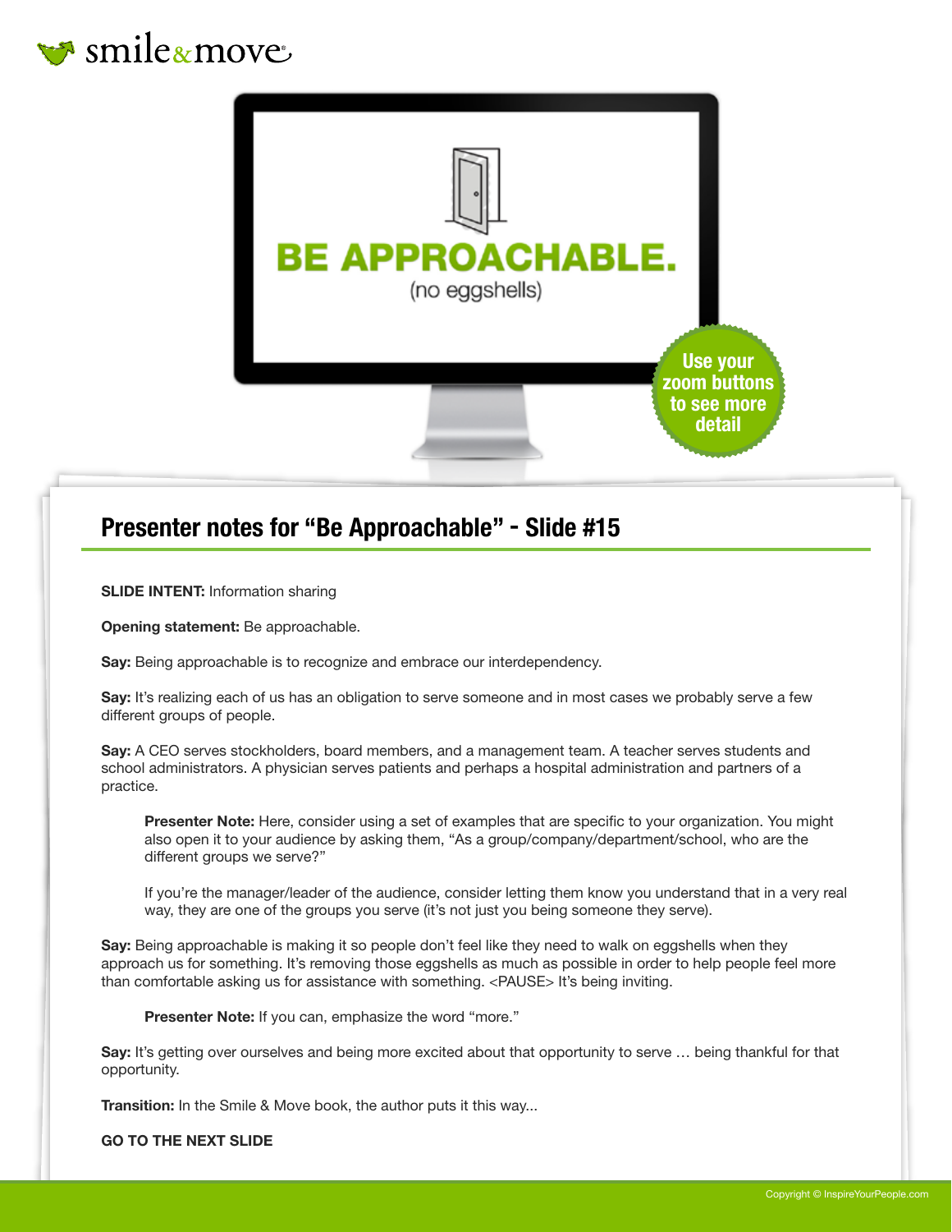smile & move

BE APPROACHABLE.

(no eggshells)

Use your zoom buttons to see more detail

## Presenter notes for “Be Approachable” - Slide #15

**SLIDE INTENT:** Information sharing

**Opening statement:** Be approachable.

**Say:** Being approachable is to recognize and embrace our interdependency.

**Say:** It’s realizing each of us has an obligation to serve someone and in most cases we probably serve a few different groups of people.

**Say:** A CEO serves stockholders, board members, and a management team. A teacher serves students and school administrators. A physician serves patients and perhaps a hospital administration and partners of a practice.

> **Presenter Note:** Here, consider using a set of examples that are specific to your organization. You might also open it to your audience by asking them, “As a group/company/department/school, who are the different groups we serve?”
>
> If you’re the manager/leader of the audience, consider letting them know you understand that in a very real way, they are one of the groups you serve (it’s not just you being someone they serve).

**Say:** Being approachable is making it so people don’t feel like they need to walk on eggshells when they approach us for something. It’s removing those eggshells as much as possible in order to help people feel more than comfortable asking us for assistance with something. <PAUSE> It’s being inviting.

> **Presenter Note:** If you can, emphasize the word “more.”

**Say:** It’s getting over ourselves and being more excited about that opportunity to serve … being thankful for that opportunity.

**Transition:** In the Smile & Move book, the author puts it this way...

**GO TO THE NEXT SLIDE**

Copyright © InspireYourPeople.com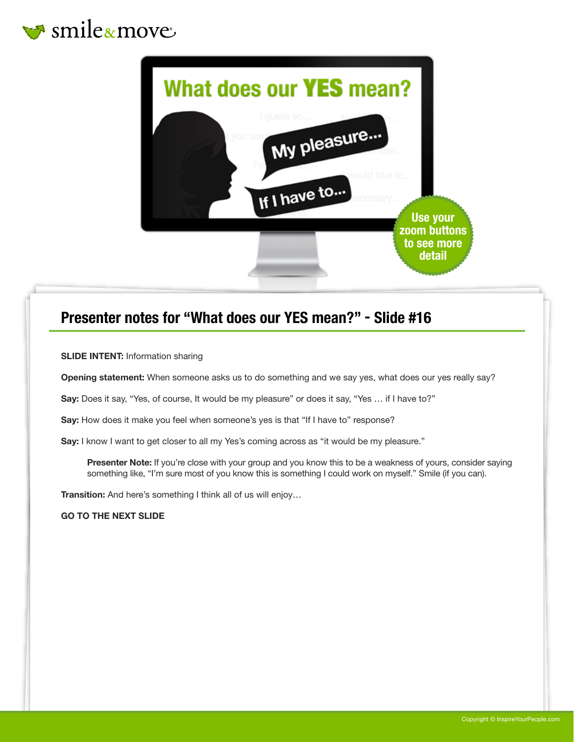## Presenter notes for "What does our YES mean?" - Slide #16

**SLIDE INTENT:** Information sharing

**Opening statement:** When someone asks us to do something and we say yes, what does our yes really say?

**Say:** Does it say, "Yes, of course, It would be my pleasure" or does it say, "Yes … if I have to?"

**Say:** How does it make you feel when someone's yes is that "If I have to" response?

**Say:** I know I want to get closer to all my Yes's coming across as "it would be my pleasure."

> **Presenter Note:** If you're close with your group and you know this to be a weakness of yours, consider saying something like, "I'm sure most of you know this is something I could work on myself." Smile (if you can).

**Transition:** And here's something I think all of us will enjoy…

**GO TO THE NEXT SLIDE**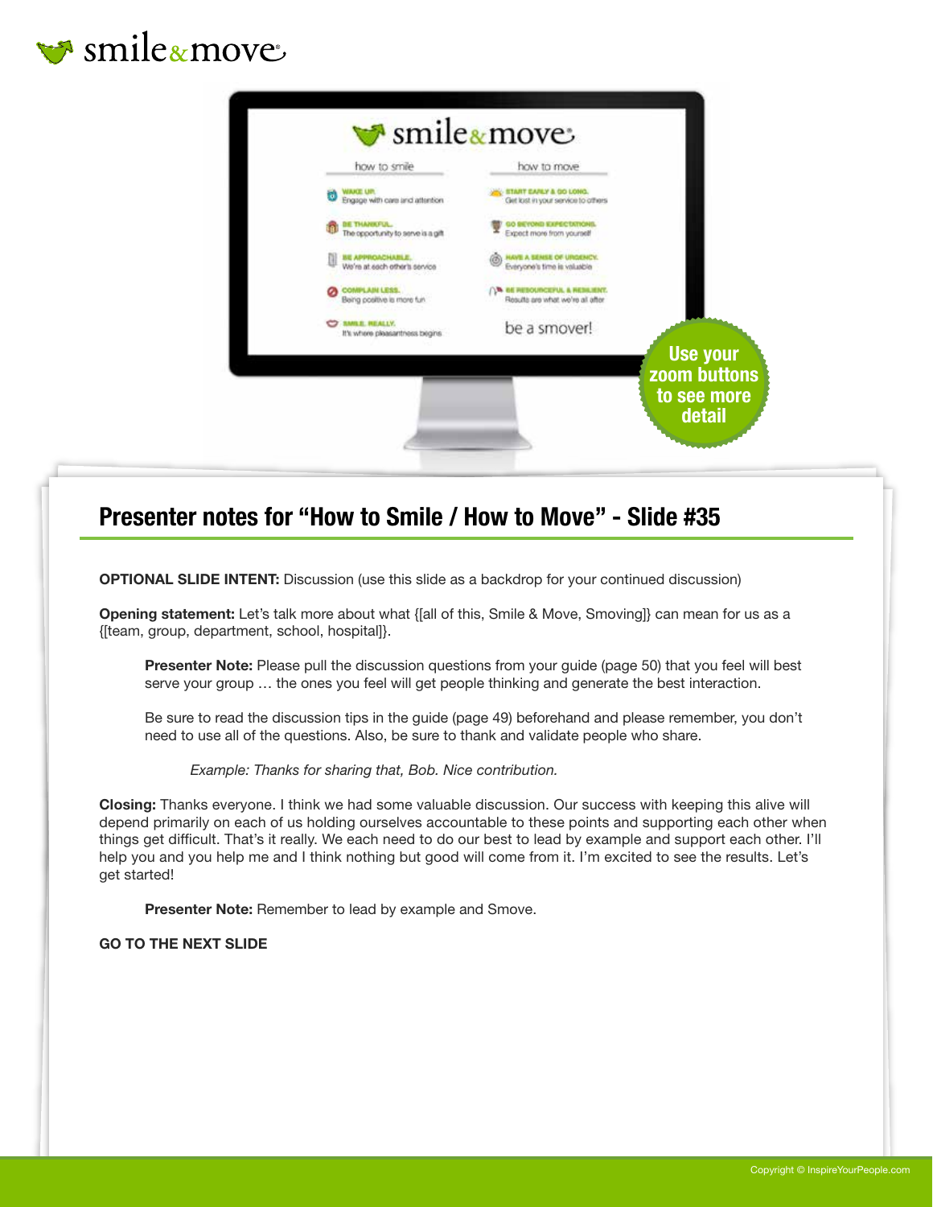## Presenter notes for “How to Smile / How to Move” - Slide #35

**OPTIONAL SLIDE INTENT:** Discussion (use this slide as a backdrop for your continued discussion)

**Opening statement:** Let’s talk more about what {[all of this, Smile & Move, Smoving]} can mean for us as a {[team, group, department, school, hospital]}.

> **Presenter Note:** Please pull the discussion questions from your guide (page 50) that you feel will best serve your group … the ones you feel will get people thinking and generate the best interaction.
>
> Be sure to read the discussion tips in the guide (page 49) beforehand and please remember, you don’t need to use all of the questions. Also, be sure to thank and validate people who share.
>
> > *Example: Thanks for sharing that, Bob. Nice contribution.*

**Closing:** Thanks everyone. I think we had some valuable discussion. Our success with keeping this alive will depend primarily on each of us holding ourselves accountable to these points and supporting each other when things get difficult. That’s it really. We each need to do our best to lead by example and support each other. I’ll help you and you help me and I think nothing but good will come from it. I’m excited to see the results. Let’s get started!

> **Presenter Note:** Remember to lead by example and Smove.

**GO TO THE NEXT SLIDE**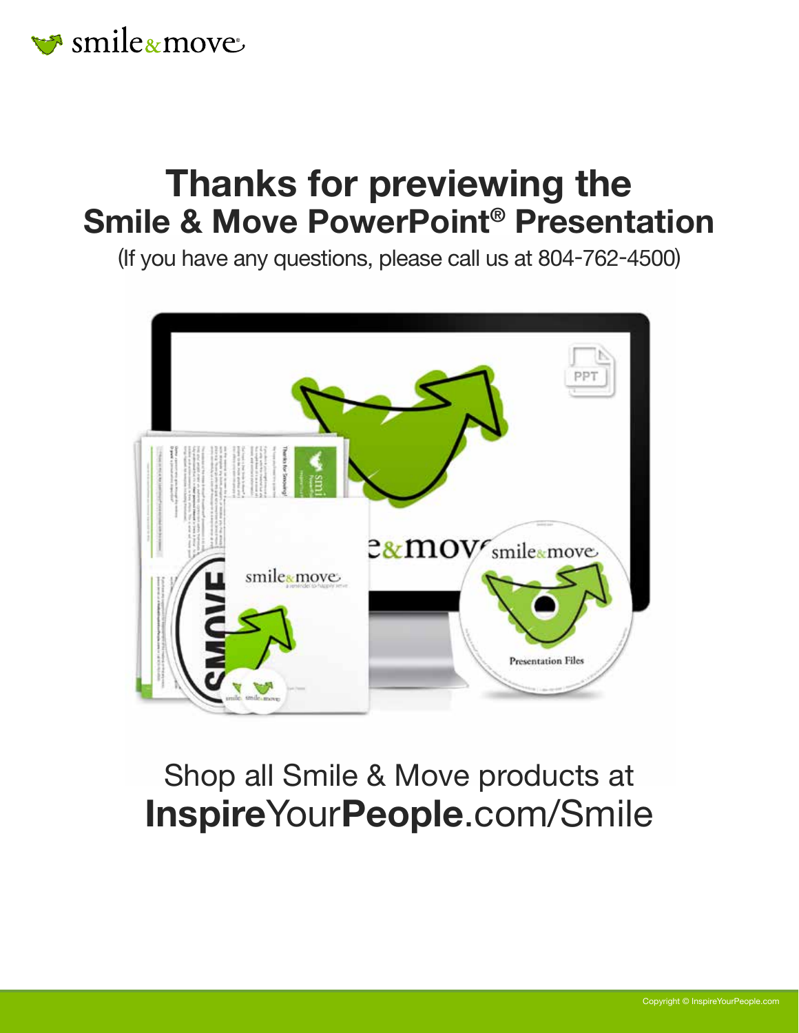smile&move

# Thanks for previewing the Smile & Move PowerPoint® Presentation

(If you have any questions, please call us at 804-762-4500)

Shop all Smile & Move products at
**Inspire**Your**People**.com/Smile

Copyright © InspireYourPeople.com